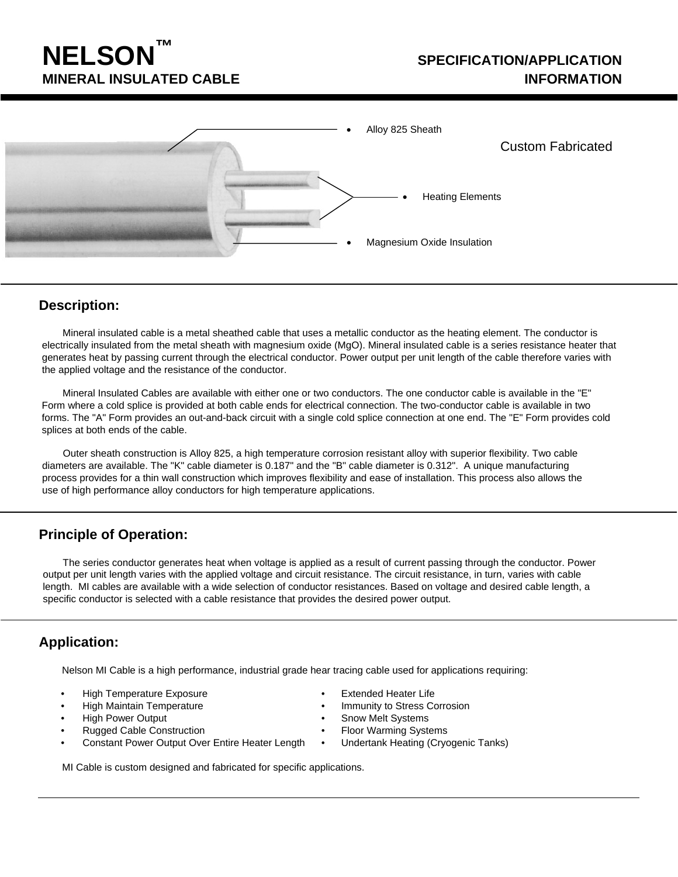# NELSON™
**MINERAL INSULATED CABLE**

**SPECIFICATION/APPLICATION INFORMATION**

- Alloy 825 Sheath
- Heating Elements
- Magnesium Oxide Insulation

Custom Fabricated

## Description:

Mineral insulated cable is a metal sheathed cable that uses a metallic conductor as the heating element. The conductor is electrically insulated from the metal sheath with magnesium oxide (MgO). Mineral insulated cable is a series resistance heater that generates heat by passing current through the electrical conductor. Power output per unit length of the cable therefore varies with the applied voltage and the resistance of the conductor.

Mineral Insulated Cables are available with either one or two conductors. The one conductor cable is available in the "E" Form where a cold splice is provided at both cable ends for electrical connection. The two-conductor cable is available in two forms. The "A" Form provides an out-and-back circuit with a single cold splice connection at one end. The "E" Form provides cold splices at both ends of the cable.

Outer sheath construction is Alloy 825, a high temperature corrosion resistant alloy with superior flexibility. Two cable diameters are available. The "K" cable diameter is 0.187" and the "B" cable diameter is 0.312". A unique manufacturing process provides for a thin wall construction which improves flexibility and ease of installation. This process also allows the use of high performance alloy conductors for high temperature applications.

## Principle of Operation:

The series conductor generates heat when voltage is applied as a result of current passing through the conductor. Power output per unit length varies with the applied voltage and circuit resistance. The circuit resistance, in turn, varies with cable length. MI cables are available with a wide selection of conductor resistances. Based on voltage and desired cable length, a specific conductor is selected with a cable resistance that provides the desired power output.

## Application:

Nelson MI Cable is a high performance, industrial grade hear tracing cable used for applications requiring:

- High Temperature Exposure
- High Maintain Temperature
- High Power Output
- Rugged Cable Construction
- Constant Power Output Over Entire Heater Length
- Extended Heater Life
- Immunity to Stress Corrosion
- Snow Melt Systems
- Floor Warming Systems
- Undertank Heating (Cryogenic Tanks)

MI Cable is custom designed and fabricated for specific applications.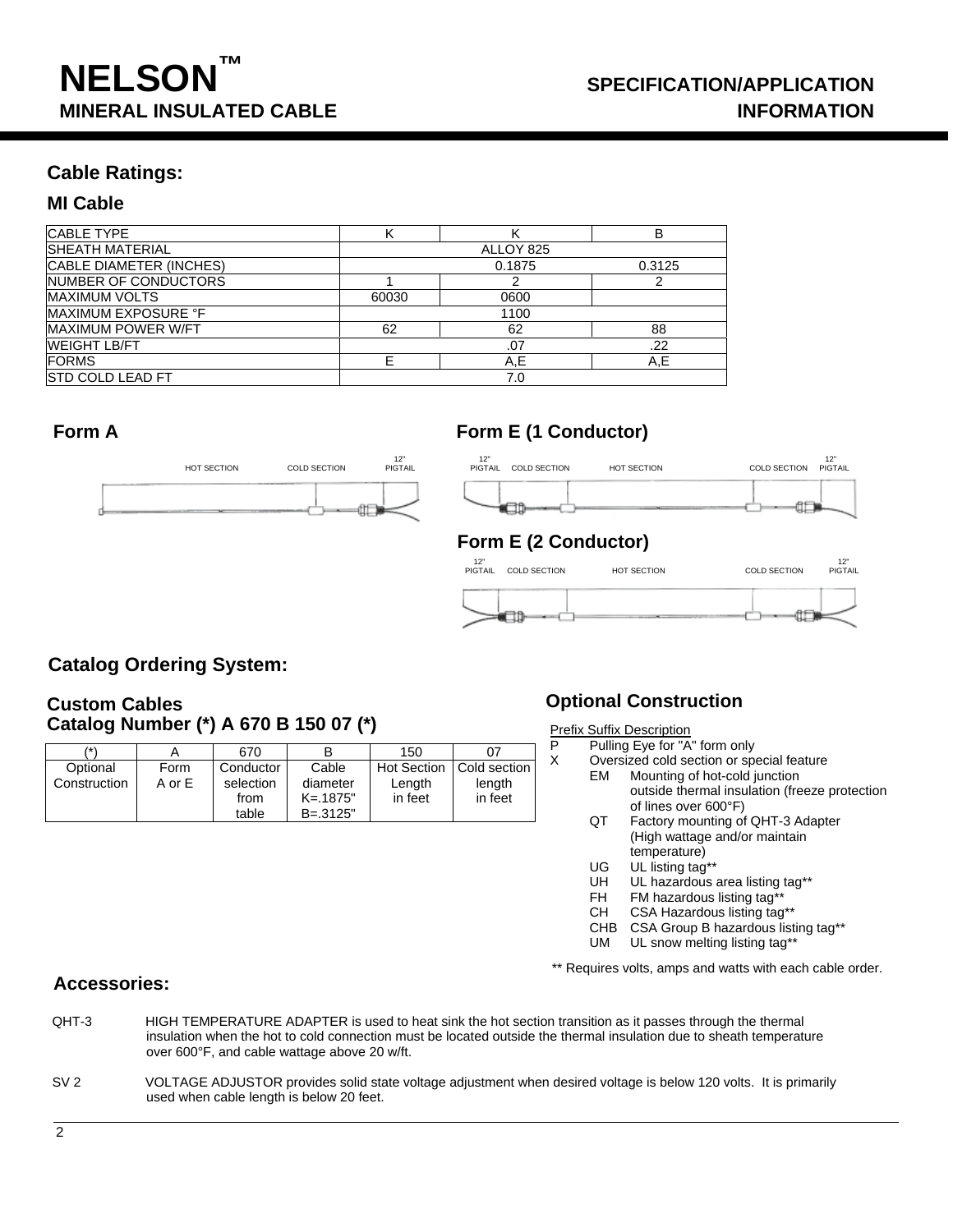# NELSON™ MINERAL INSULATED CABLE

## SPECIFICATION/APPLICATION INFORMATION

## Cable Ratings:

### MI Cable

| CABLE TYPE | K | K | B |
|---|---|---|---|
| SHEATH MATERIAL | ALLOY 825 | | |
| CABLE DIAMETER (INCHES) | 0.1875 | | 0.3125 |
| NUMBER OF CONDUCTORS | 1 | 2 | 2 |
| MAXIMUM VOLTS | 60030 | 0600 | |
| MAXIMUM EXPOSURE °F | 1100 | | |
| MAXIMUM POWER W/FT | 62 | 62 | 88 |
| WEIGHT LB/FT | .07 | | .22 |
| FORMS | E | A,E | A,E |
| STD COLD LEAD FT | 7.0 | | |

### Form A

HOT SECTION COLD SECTION 12" PIGTAIL

### Form E (1 Conductor)

12" PIGTAIL COLD SECTION HOT SECTION COLD SECTION 12" PIGTAIL

### Form E (2 Conductor)

12" PIGTAIL COLD SECTION HOT SECTION COLD SECTION 12" PIGTAIL

## Catalog Ordering System:

### Custom Cables
### Catalog Number (*) A 670 B 150 07 (*)

| (*) | A | 670 | B | 150 | 07 |
|---|---|---|---|---|---|
| Optional Construction | Form A or E | Conductor selection from table | Cable diameter K=.1875" B=.3125" | Hot Section Length in feet | Cold section length in feet |

### Optional Construction

Prefix Suffix Description

- P — Pulling Eye for "A" form only
- X — Oversized cold section or special feature
  - EM — Mounting of hot-cold junction outside thermal insulation (freeze protection of lines over 600°F)
  - QT — Factory mounting of QHT-3 Adapter (High wattage and/or maintain temperature)
  - UG — UL listing tag**
  - UH — UL hazardous area listing tag**
  - FH — FM hazardous listing tag**
  - CH — CSA Hazardous listing tag**
  - CHB — CSA Group B hazardous listing tag**
  - UM — UL snow melting listing tag**

** Requires volts, amps and watts with each cable order.

## Accessories:

**QHT-3** HIGH TEMPERATURE ADAPTER is used to heat sink the hot section transition as it passes through the thermal insulation when the hot to cold connection must be located outside the thermal insulation due to sheath temperature over 600°F, and cable wattage above 20 w/ft.

**SV 2** VOLTAGE ADJUSTOR provides solid state voltage adjustment when desired voltage is below 120 volts. It is primarily used when cable length is below 20 feet.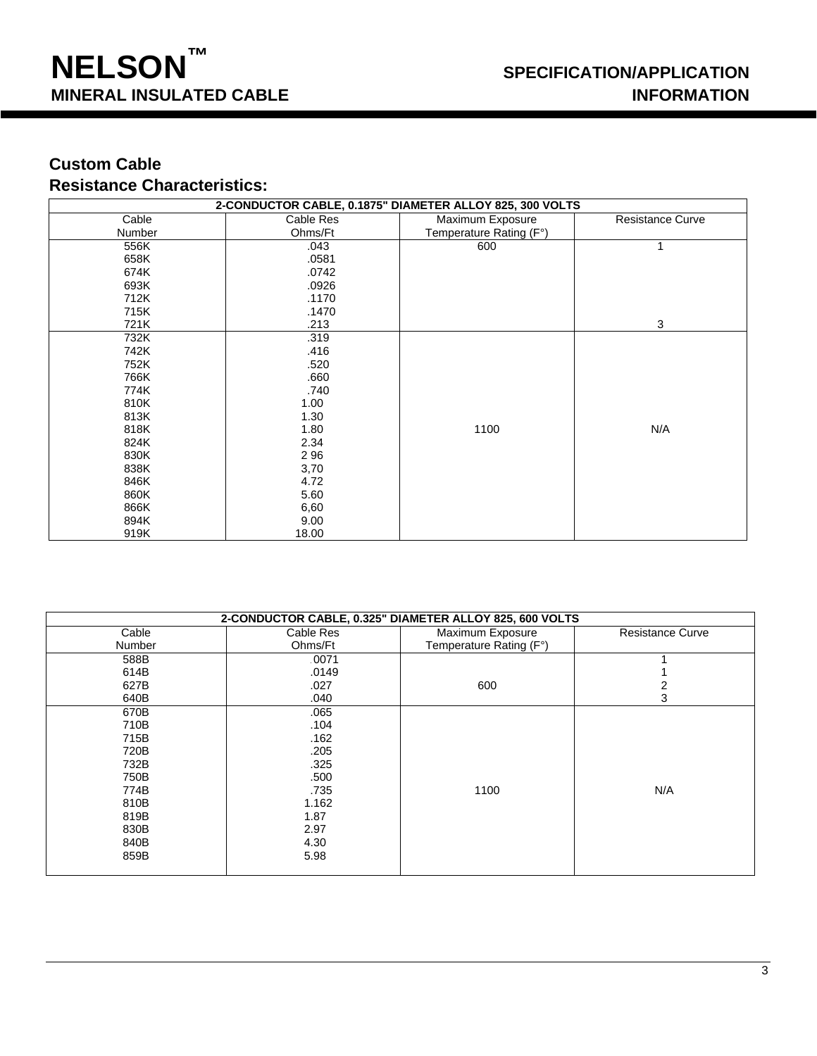## Custom Cable Resistance Characteristics:

| 2-CONDUCTOR CABLE, 0.1875" DIAMETER ALLOY 825, 300 VOLTS | | | |
|---|---|---|---|
| Cable Number | Cable Res Ohms/Ft | Maximum Exposure Temperature Rating (F°) | Resistance Curve |
| 556K | .043 | 600 | 1 |
| 658K | .0581 | | |
| 674K | .0742 | | |
| 693K | .0926 | | |
| 712K | .1170 | | |
| 715K | .1470 | | |
| 721K | .213 | | 3 |
| 732K | .319 | 1100 | N/A |
| 742K | .416 | | |
| 752K | .520 | | |
| 766K | .660 | | |
| 774K | .740 | | |
| 810K | 1.00 | | |
| 813K | 1.30 | | |
| 818K | 1.80 | | |
| 824K | 2.34 | | |
| 830K | 2 96 | | |
| 838K | 3,70 | | |
| 846K | 4.72 | | |
| 860K | 5.60 | | |
| 866K | 6,60 | | |
| 894K | 9.00 | | |
| 919K | 18.00 | | |

| 2-CONDUCTOR CABLE, 0.325" DIAMETER ALLOY 825, 600 VOLTS | | | |
|---|---|---|---|
| Cable Number | Cable Res Ohms/Ft | Maximum Exposure Temperature Rating (F°) | Resistance Curve |
| 588B | .0071 | 600 | 1 |
| 614B | .0149 | | 1 |
| 627B | .027 | | 2 |
| 640B | .040 | | 3 |
| 670B | .065 | 1100 | N/A |
| 710B | .104 | | |
| 715B | .162 | | |
| 720B | .205 | | |
| 732B | .325 | | |
| 750B | .500 | | |
| 774B | .735 | | |
| 810B | 1.162 | | |
| 819B | 1.87 | | |
| 830B | 2.97 | | |
| 840B | 4.30 | | |
| 859B | 5.98 | | |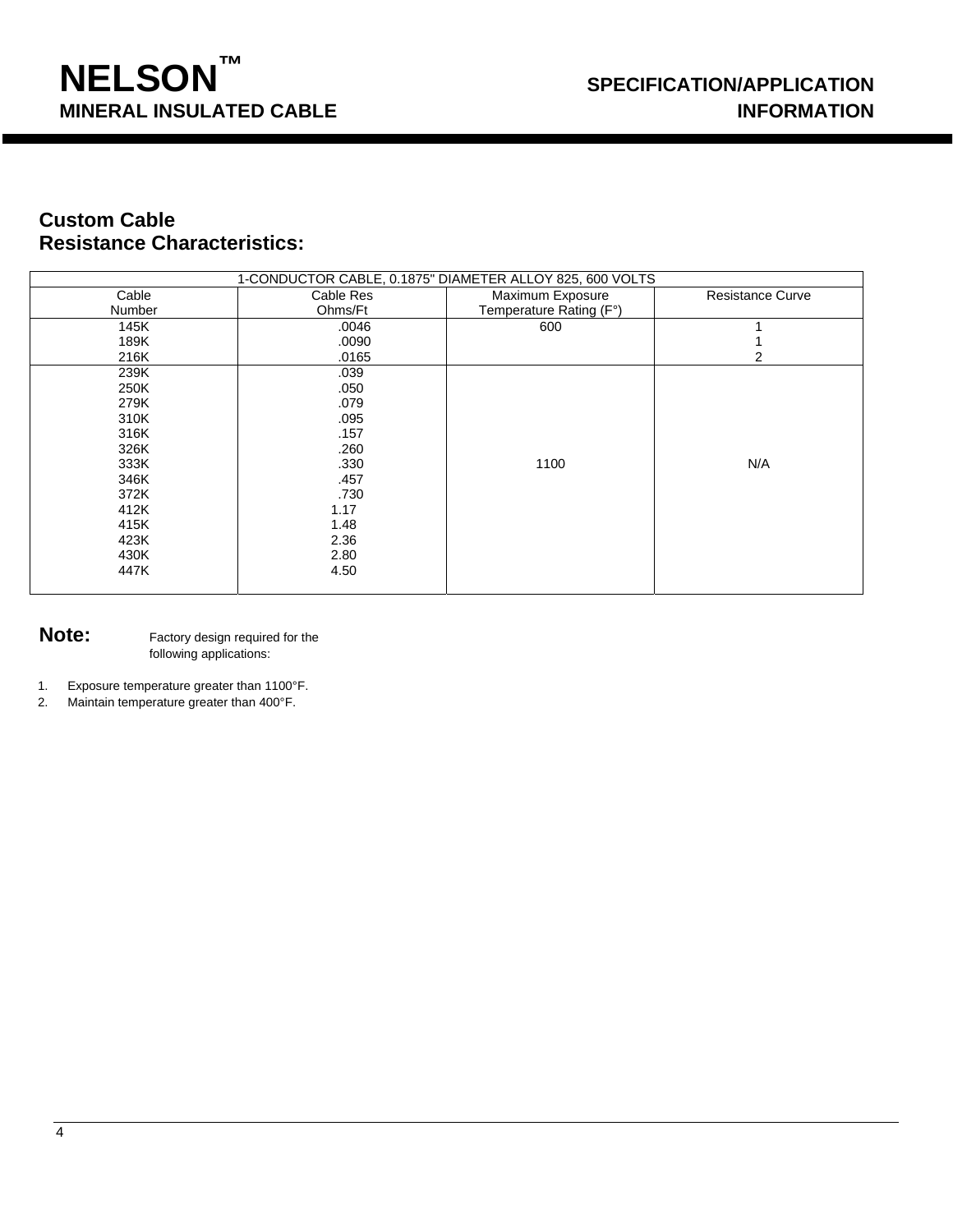## Custom Cable
## Resistance Characteristics:

| 1-CONDUCTOR CABLE, 0.1875" DIAMETER ALLOY 825, 600 VOLTS | | | |
|---|---|---|---|
| Cable Number | Cable Res Ohms/Ft | Maximum Exposure Temperature Rating (F°) | Resistance Curve |
| 145K | .0046 | 600 | 1 |
| 189K | .0090 | | 1 |
| 216K | .0165 | | 2 |
| 239K | .039 | 1100 | N/A |
| 250K | .050 | | |
| 279K | .079 | | |
| 310K | .095 | | |
| 316K | .157 | | |
| 326K | .260 | | |
| 333K | .330 | | |
| 346K | .457 | | |
| 372K | .730 | | |
| 412K | 1.17 | | |
| 415K | 1.48 | | |
| 423K | 2.36 | | |
| 430K | 2.80 | | |
| 447K | 4.50 | | |

**Note:** Factory design required for the following applications:

1. Exposure temperature greater than 1100°F.
2. Maintain temperature greater than 400°F.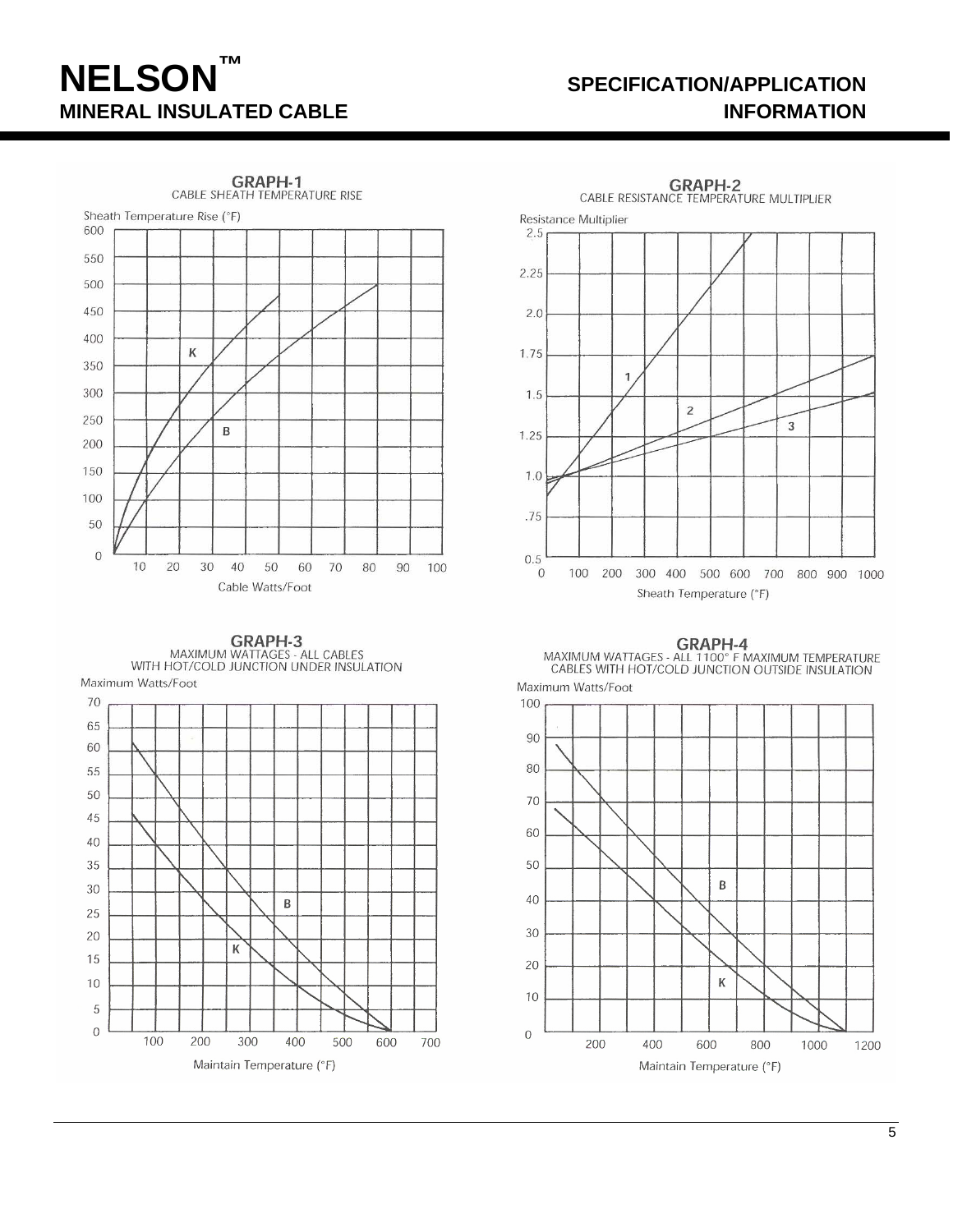GRAPH-1
CABLE SHEATH TEMPERATURE RISE

Sheath Temperature Rise (°F)

Cable Watts/Foot

GRAPH-2
CABLE RESISTANCE TEMPERATURE MULTIPLIER

Resistance Multiplier

Sheath Temperature (°F)

GRAPH-3
MAXIMUM WATTAGES - ALL CABLES
WITH HOT/COLD JUNCTION UNDER INSULATION

Maximum Watts/Foot

Maintain Temperature (°F)

GRAPH-4
MAXIMUM WATTAGES - ALL 1100° F MAXIMUM TEMPERATURE
CABLES WITH HOT/COLD JUNCTION OUTSIDE INSULATION

Maximum Watts/Foot

Maintain Temperature (°F)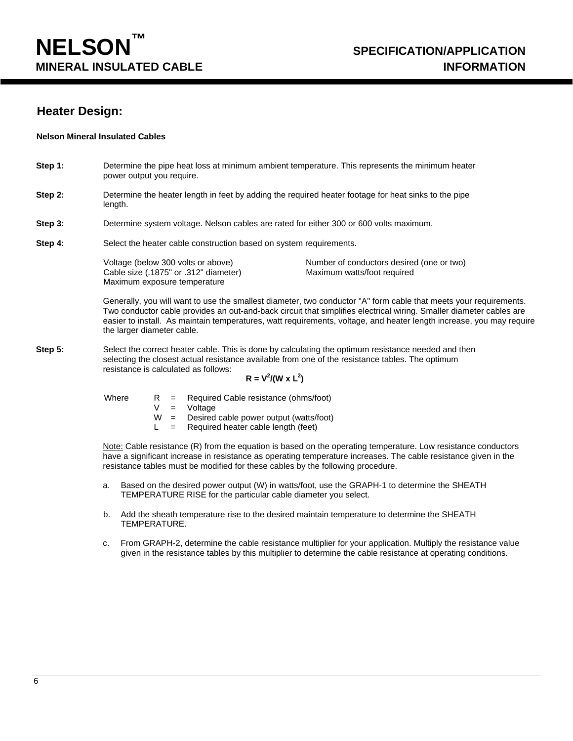# NELSON™ MINERAL INSULATED CABLE

**SPECIFICATION/APPLICATION INFORMATION**

## Heater Design:

**Nelson Mineral Insulated Cables**

**Step 1:** Determine the pipe heat loss at minimum ambient temperature. This represents the minimum heater power output you require.

**Step 2:** Determine the heater length in feet by adding the required heater footage for heat sinks to the pipe length.

**Step 3:** Determine system voltage. Nelson cables are rated for either 300 or 600 volts maximum.

**Step 4:** Select the heater cable construction based on system requirements.

- Voltage (below 300 volts or above)
- Cable size (.1875" or .312" diameter)
- Maximum exposure temperature
- Number of conductors desired (one or two)
- Maximum watts/foot required

Generally, you will want to use the smallest diameter, two conductor "A" form cable that meets your requirements. Two conductor cable provides an out-and-back circuit that simplifies electrical wiring. Smaller diameter cables are easier to install. As maintain temperatures, watt requirements, voltage, and heater length increase, you may require the larger diameter cable.

**Step 5:** Select the correct heater cable. This is done by calculating the optimum resistance needed and then selecting the closest actual resistance available from one of the resistance tables. The optimum resistance is calculated as follows:

$$R = V^2/(W \times L^2)$$

Where
- $R$ = Required Cable resistance (ohms/foot)
- $V$ = Voltage
- $W$ = Desired cable power output (watts/foot)
- $L$ = Required heater cable length (feet)

Note: Cable resistance (R) from the equation is based on the operating temperature. Low resistance conductors have a significant increase in resistance as operating temperature increases. The cable resistance given in the resistance tables must be modified for these cables by the following procedure.

a. Based on the desired power output (W) in watts/foot, use the GRAPH-1 to determine the SHEATH TEMPERATURE RISE for the particular cable diameter you select.

b. Add the sheath temperature rise to the desired maintain temperature to determine the SHEATH TEMPERATURE.

c. From GRAPH-2, determine the cable resistance multiplier for your application. Multiply the resistance value given in the resistance tables by this multiplier to determine the cable resistance at operating conditions.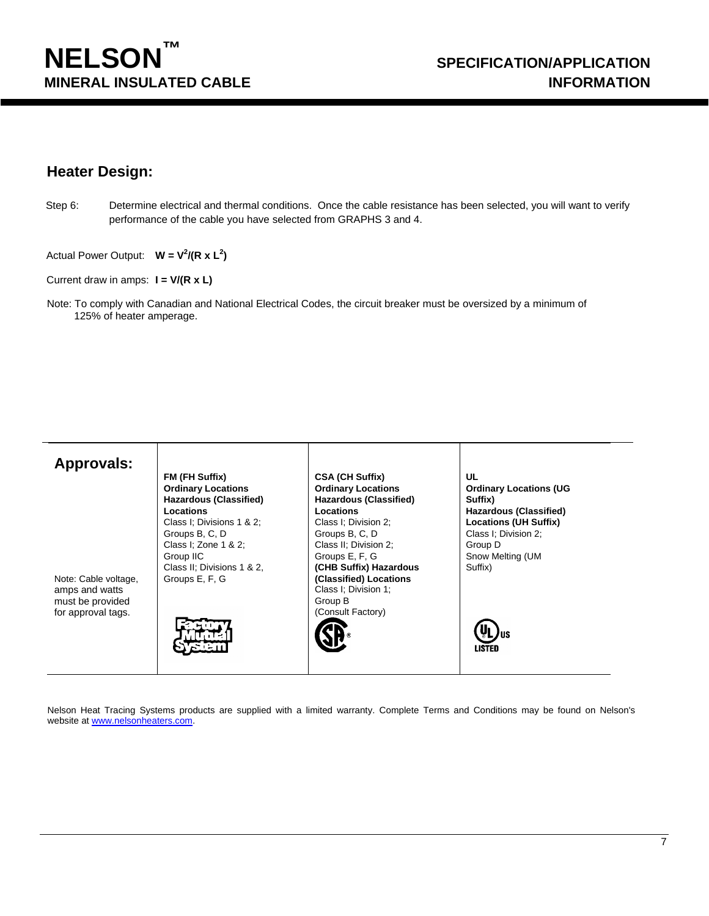## Heater Design:

Step 6: Determine electrical and thermal conditions. Once the cable resistance has been selected, you will want to verify performance of the cable you have selected from GRAPHS 3 and 4.

Actual Power Output: $W = V^2/(R \times L^2)$

Current draw in amps: $I = V/(R \times L)$

Note: To comply with Canadian and National Electrical Codes, the circuit breaker must be oversized by a minimum of 125% of heater amperage.

| **Approvals:** | **FM (FH Suffix)** | **CSA (CH Suffix)** | **UL** |
|---|---|---|---|
| Note: Cable voltage, amps and watts must be provided for approval tags. | **Ordinary Locations**<br>**Hazardous (Classified) Locations**<br>Class I; Divisions 1 & 2;<br>Groups B, C, D<br>Class I; Zone 1 & 2;<br>Group IIC<br>Class II; Divisions 1 & 2,<br>Groups E, F, G | **Ordinary Locations**<br>**Hazardous (Classified) Locations**<br>Class I; Division 2;<br>Groups B, C, D<br>Class II; Division 2;<br>Groups E, F, G<br>**(CHB Suffix) Hazardous (Classified) Locations**<br>Class I; Division 1;<br>Group B<br>(Consult Factory) | **Ordinary Locations (UG Suffix)**<br>**Hazardous (Classified) Locations (UH Suffix)**<br>Class I; Division 2;<br>Group D<br>Snow Melting (UM Suffix) |

Nelson Heat Tracing Systems products are supplied with a limited warranty. Complete Terms and Conditions may be found on Nelson's website at www.nelsonheaters.com.